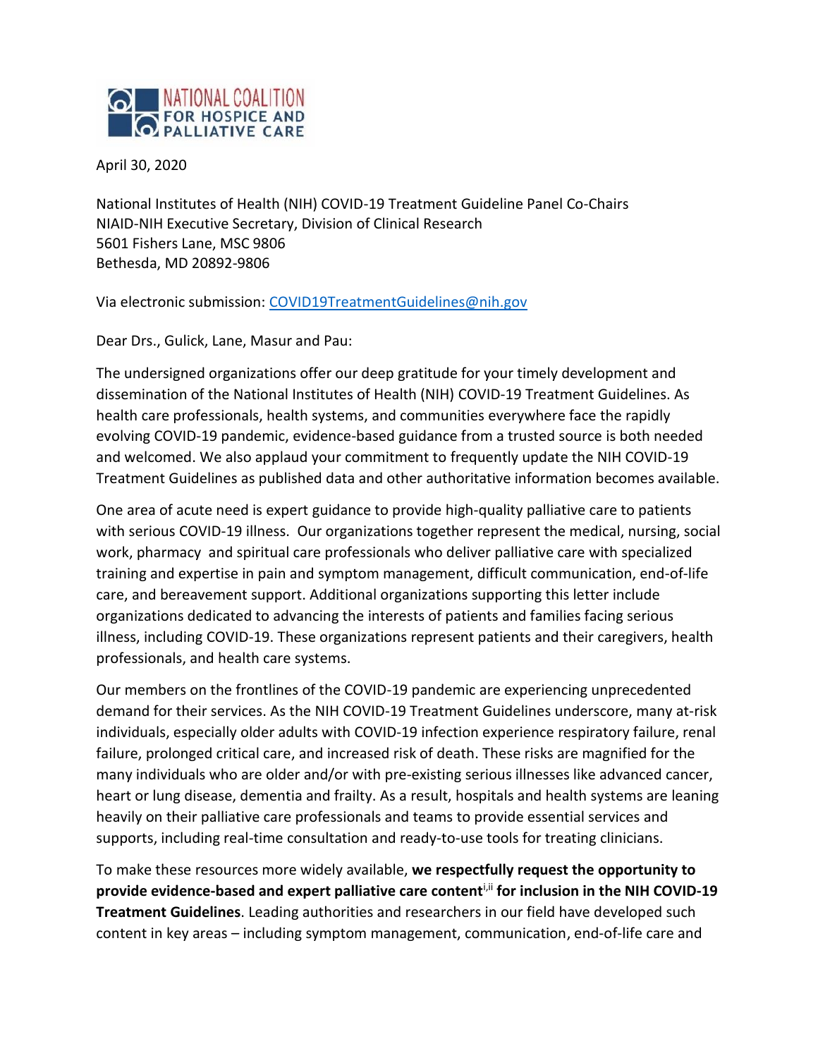NATIONAL COALITION FOR HOSPICE AND PALLIATIVE CARE

April 30, 2020

National Institutes of Health (NIH) COVID-19 Treatment Guideline Panel Co-Chairs
NIAID-NIH Executive Secretary, Division of Clinical Research
5601 Fishers Lane, MSC 9806
Bethesda, MD 20892-9806

Via electronic submission: COVID19TreatmentGuidelines@nih.gov

Dear Drs., Gulick, Lane, Masur and Pau:

The undersigned organizations offer our deep gratitude for your timely development and dissemination of the National Institutes of Health (NIH) COVID-19 Treatment Guidelines. As health care professionals, health systems, and communities everywhere face the rapidly evolving COVID-19 pandemic, evidence-based guidance from a trusted source is both needed and welcomed. We also applaud your commitment to frequently update the NIH COVID-19 Treatment Guidelines as published data and other authoritative information becomes available.

One area of acute need is expert guidance to provide high-quality palliative care to patients with serious COVID-19 illness. Our organizations together represent the medical, nursing, social work, pharmacy and spiritual care professionals who deliver palliative care with specialized training and expertise in pain and symptom management, difficult communication, end-of-life care, and bereavement support. Additional organizations supporting this letter include organizations dedicated to advancing the interests of patients and families facing serious illness, including COVID-19. These organizations represent patients and their caregivers, health professionals, and health care systems.

Our members on the frontlines of the COVID-19 pandemic are experiencing unprecedented demand for their services. As the NIH COVID-19 Treatment Guidelines underscore, many at-risk individuals, especially older adults with COVID-19 infection experience respiratory failure, renal failure, prolonged critical care, and increased risk of death. These risks are magnified for the many individuals who are older and/or with pre-existing serious illnesses like advanced cancer, heart or lung disease, dementia and frailty. As a result, hospitals and health systems are leaning heavily on their palliative care professionals and teams to provide essential services and supports, including real-time consultation and ready-to-use tools for treating clinicians.

To make these resources more widely available, **we respectfully request the opportunity to provide evidence-based and expert palliative care content**[i,ii] **for inclusion in the NIH COVID-19 Treatment Guidelines**. Leading authorities and researchers in our field have developed such content in key areas – including symptom management, communication, end-of-life care and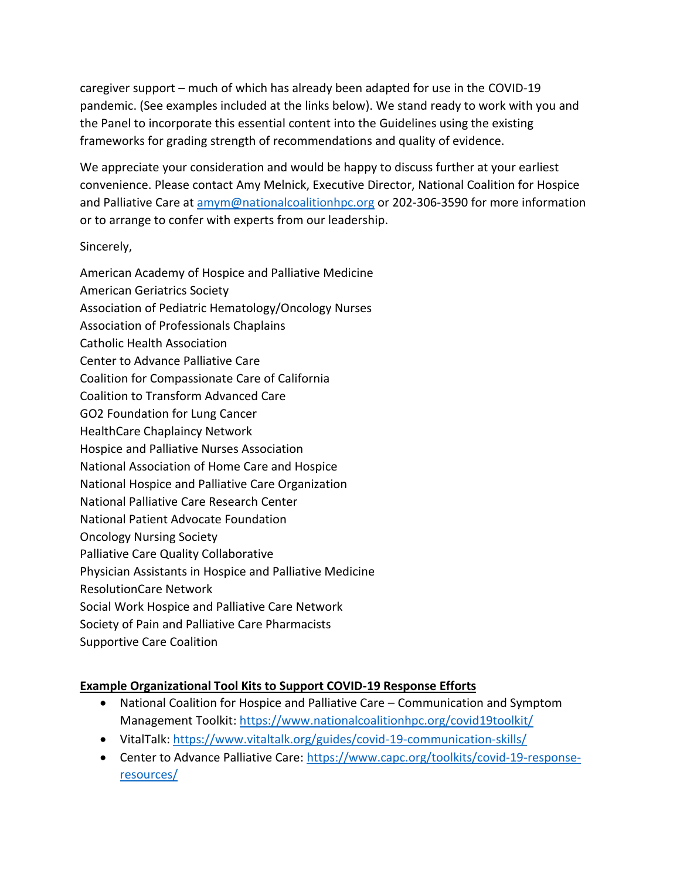caregiver support – much of which has already been adapted for use in the COVID-19 pandemic. (See examples included at the links below). We stand ready to work with you and the Panel to incorporate this essential content into the Guidelines using the existing frameworks for grading strength of recommendations and quality of evidence.

We appreciate your consideration and would be happy to discuss further at your earliest convenience. Please contact Amy Melnick, Executive Director, National Coalition for Hospice and Palliative Care at amym@nationalcoalitionhpc.org or 202-306-3590 for more information or to arrange to confer with experts from our leadership.

Sincerely,

American Academy of Hospice and Palliative Medicine
American Geriatrics Society
Association of Pediatric Hematology/Oncology Nurses
Association of Professionals Chaplains
Catholic Health Association
Center to Advance Palliative Care
Coalition for Compassionate Care of California
Coalition to Transform Advanced Care
GO2 Foundation for Lung Cancer
HealthCare Chaplaincy Network
Hospice and Palliative Nurses Association
National Association of Home Care and Hospice
National Hospice and Palliative Care Organization
National Palliative Care Research Center
National Patient Advocate Foundation
Oncology Nursing Society
Palliative Care Quality Collaborative
Physician Assistants in Hospice and Palliative Medicine
ResolutionCare Network
Social Work Hospice and Palliative Care Network
Society of Pain and Palliative Care Pharmacists
Supportive Care Coalition

**Example Organizational Tool Kits to Support COVID-19 Response Efforts**

- National Coalition for Hospice and Palliative Care – Communication and Symptom Management Toolkit: https://www.nationalcoalitionhpc.org/covid19toolkit/
- VitalTalk: https://www.vitaltalk.org/guides/covid-19-communication-skills/
- Center to Advance Palliative Care: https://www.capc.org/toolkits/covid-19-response-resources/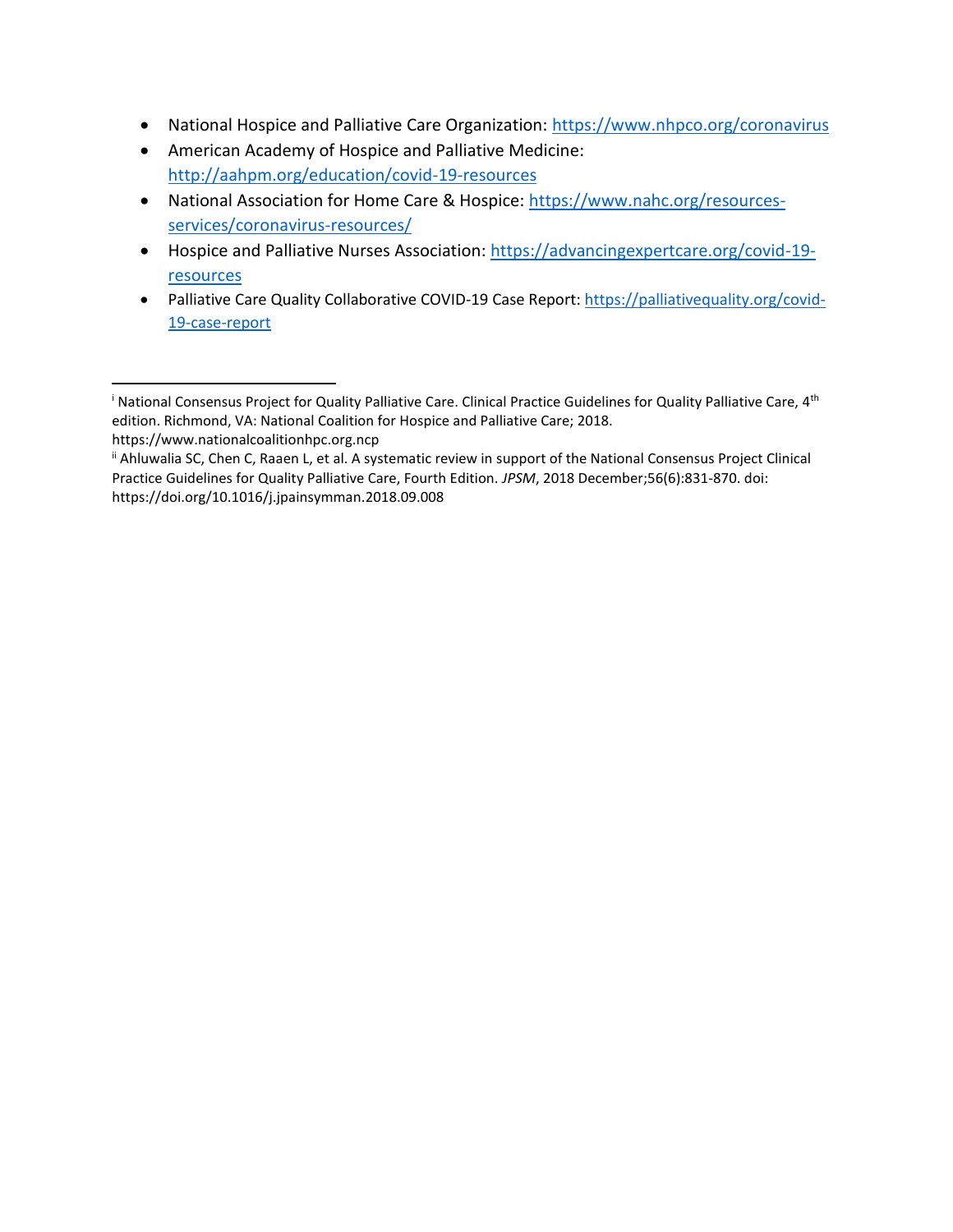- National Hospice and Palliative Care Organization: https://www.nhpco.org/coronavirus
- American Academy of Hospice and Palliative Medicine: http://aahpm.org/education/covid-19-resources
- National Association for Home Care & Hospice: https://www.nahc.org/resources-services/coronavirus-resources/
- Hospice and Palliative Nurses Association: https://advancingexpertcare.org/covid-19-resources
- Palliative Care Quality Collaborative COVID-19 Case Report: https://palliativequality.org/covid-19-case-report

---

[i] National Consensus Project for Quality Palliative Care. Clinical Practice Guidelines for Quality Palliative Care, 4th edition. Richmond, VA: National Coalition for Hospice and Palliative Care; 2018. https://www.nationalcoalitionhpc.org.ncp

[ii] Ahluwalia SC, Chen C, Raaen L, et al. A systematic review in support of the National Consensus Project Clinical Practice Guidelines for Quality Palliative Care, Fourth Edition. *JPSM*, 2018 December;56(6):831-870. doi: https://doi.org/10.1016/j.jpainsymman.2018.09.008